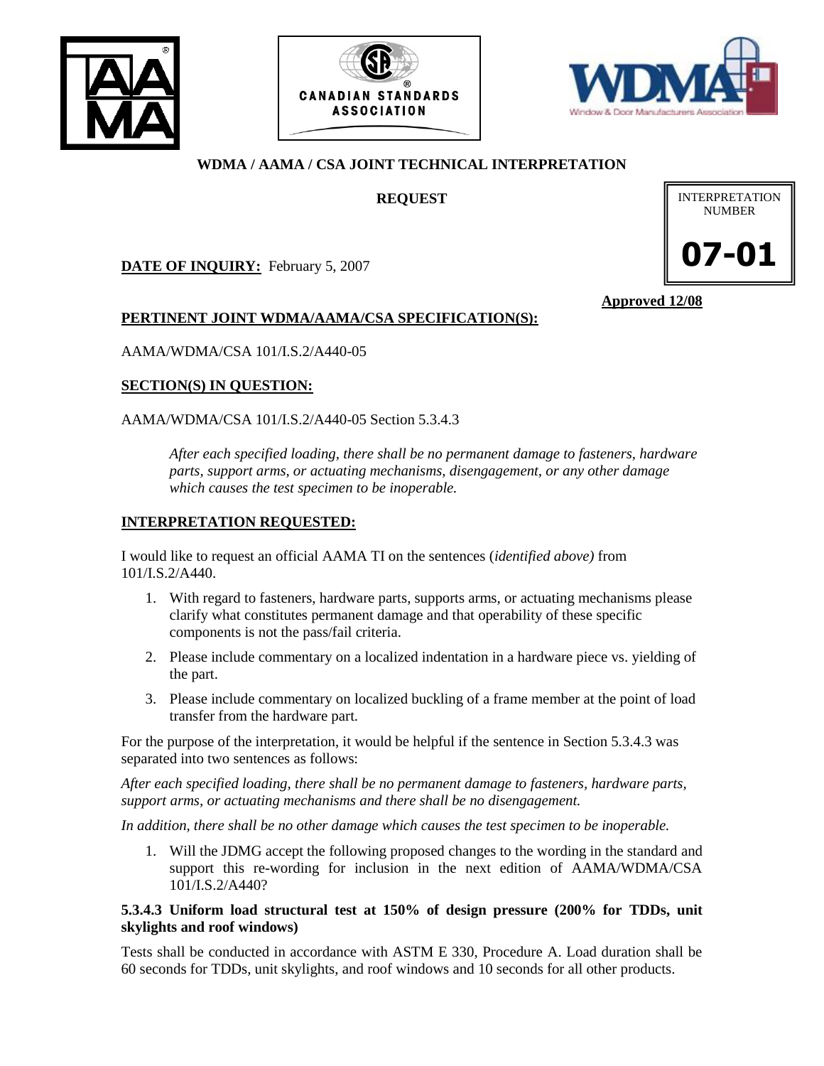# WDMA / AAMA / CSA JOINT TECHNICAL INTERPRETATION

## REQUEST

INTERPRETATION NUMBER

**07-01**

**DATE OF INQUIRY:** February 5, 2007

**Approved 12/08**

**PERTINENT JOINT WDMA/AAMA/CSA SPECIFICATION(S):**

AAMA/WDMA/CSA 101/I.S.2/A440-05

**SECTION(S) IN QUESTION:**

AAMA/WDMA/CSA 101/I.S.2/A440-05 Section 5.3.4.3

> *After each specified loading, there shall be no permanent damage to fasteners, hardware parts, support arms, or actuating mechanisms, disengagement, or any other damage which causes the test specimen to be inoperable.*

**INTERPRETATION REQUESTED:**

I would like to request an official AAMA TI on the sentences (*identified above)* from 101/I.S.2/A440.

1. With regard to fasteners, hardware parts, supports arms, or actuating mechanisms please clarify what constitutes permanent damage and that operability of these specific components is not the pass/fail criteria.
2. Please include commentary on a localized indentation in a hardware piece vs. yielding of the part.
3. Please include commentary on localized buckling of a frame member at the point of load transfer from the hardware part.

For the purpose of the interpretation, it would be helpful if the sentence in Section 5.3.4.3 was separated into two sentences as follows:

*After each specified loading, there shall be no permanent damage to fasteners, hardware parts, support arms, or actuating mechanisms and there shall be no disengagement.*

*In addition, there shall be no other damage which causes the test specimen to be inoperable.*

1. Will the JDMG accept the following proposed changes to the wording in the standard and support this re-wording for inclusion in the next edition of AAMA/WDMA/CSA 101/I.S.2/A440?

**5.3.4.3 Uniform load structural test at 150% of design pressure (200% for TDDs, unit skylights and roof windows)**

Tests shall be conducted in accordance with ASTM E 330, Procedure A. Load duration shall be 60 seconds for TDDs, unit skylights, and roof windows and 10 seconds for all other products.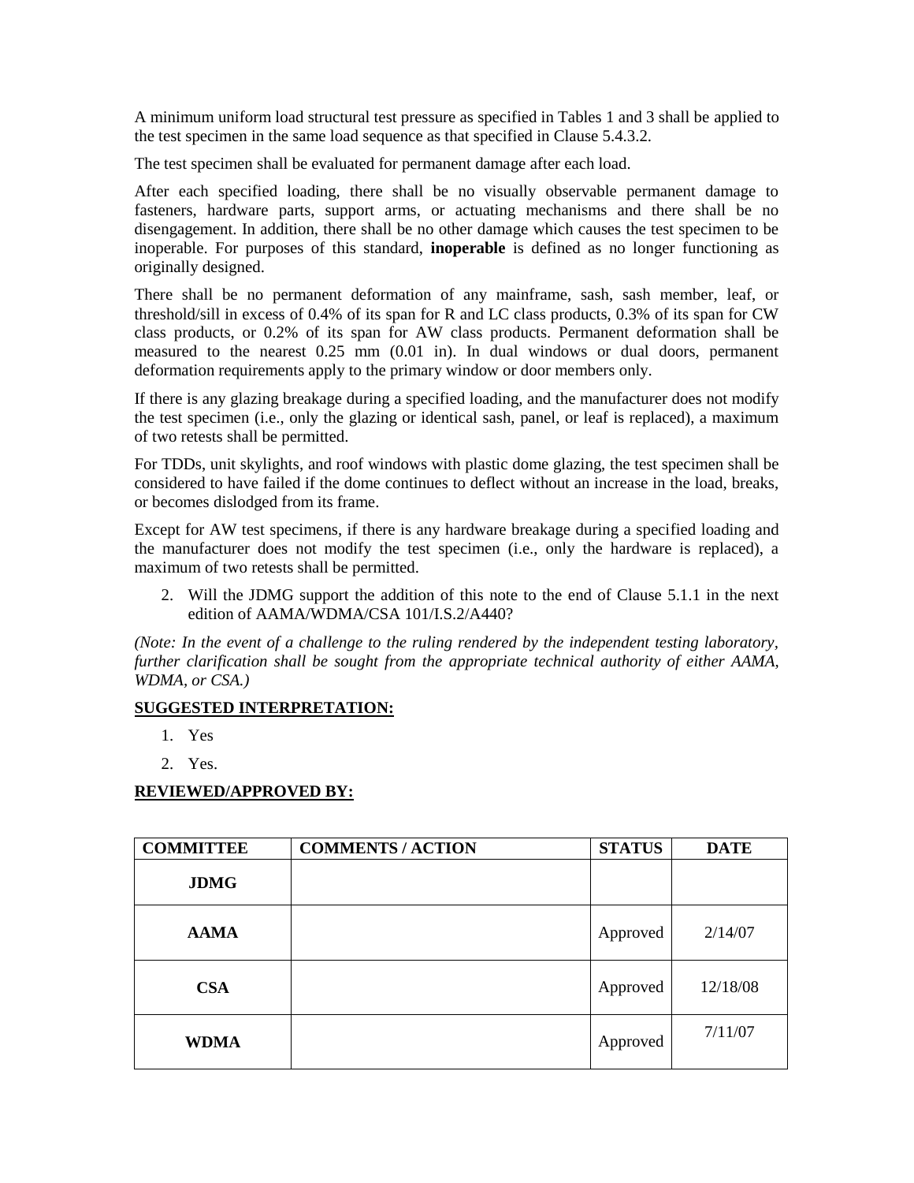A minimum uniform load structural test pressure as specified in Tables 1 and 3 shall be applied to the test specimen in the same load sequence as that specified in Clause 5.4.3.2.

The test specimen shall be evaluated for permanent damage after each load.

After each specified loading, there shall be no visually observable permanent damage to fasteners, hardware parts, support arms, or actuating mechanisms and there shall be no disengagement. In addition, there shall be no other damage which causes the test specimen to be inoperable. For purposes of this standard, **inoperable** is defined as no longer functioning as originally designed.

There shall be no permanent deformation of any mainframe, sash, sash member, leaf, or threshold/sill in excess of 0.4% of its span for R and LC class products, 0.3% of its span for CW class products, or 0.2% of its span for AW class products. Permanent deformation shall be measured to the nearest 0.25 mm (0.01 in). In dual windows or dual doors, permanent deformation requirements apply to the primary window or door members only.

If there is any glazing breakage during a specified loading, and the manufacturer does not modify the test specimen (i.e., only the glazing or identical sash, panel, or leaf is replaced), a maximum of two retests shall be permitted.

For TDDs, unit skylights, and roof windows with plastic dome glazing, the test specimen shall be considered to have failed if the dome continues to deflect without an increase in the load, breaks, or becomes dislodged from its frame.

Except for AW test specimens, if there is any hardware breakage during a specified loading and the manufacturer does not modify the test specimen (i.e., only the hardware is replaced), a maximum of two retests shall be permitted.

2. Will the JDMG support the addition of this note to the end of Clause 5.1.1 in the next edition of AAMA/WDMA/CSA 101/I.S.2/A440?

*(Note: In the event of a challenge to the ruling rendered by the independent testing laboratory, further clarification shall be sought from the appropriate technical authority of either AAMA, WDMA, or CSA.)*

**SUGGESTED INTERPRETATION:**

1. Yes
2. Yes.

**REVIEWED/APPROVED BY:**

| COMMITTEE | COMMENTS / ACTION | STATUS | DATE |
|---|---|---|---|
| JDMG | | | |
| AAMA | | Approved | 2/14/07 |
| CSA | | Approved | 12/18/08 |
| WDMA | | Approved | 7/11/07 |